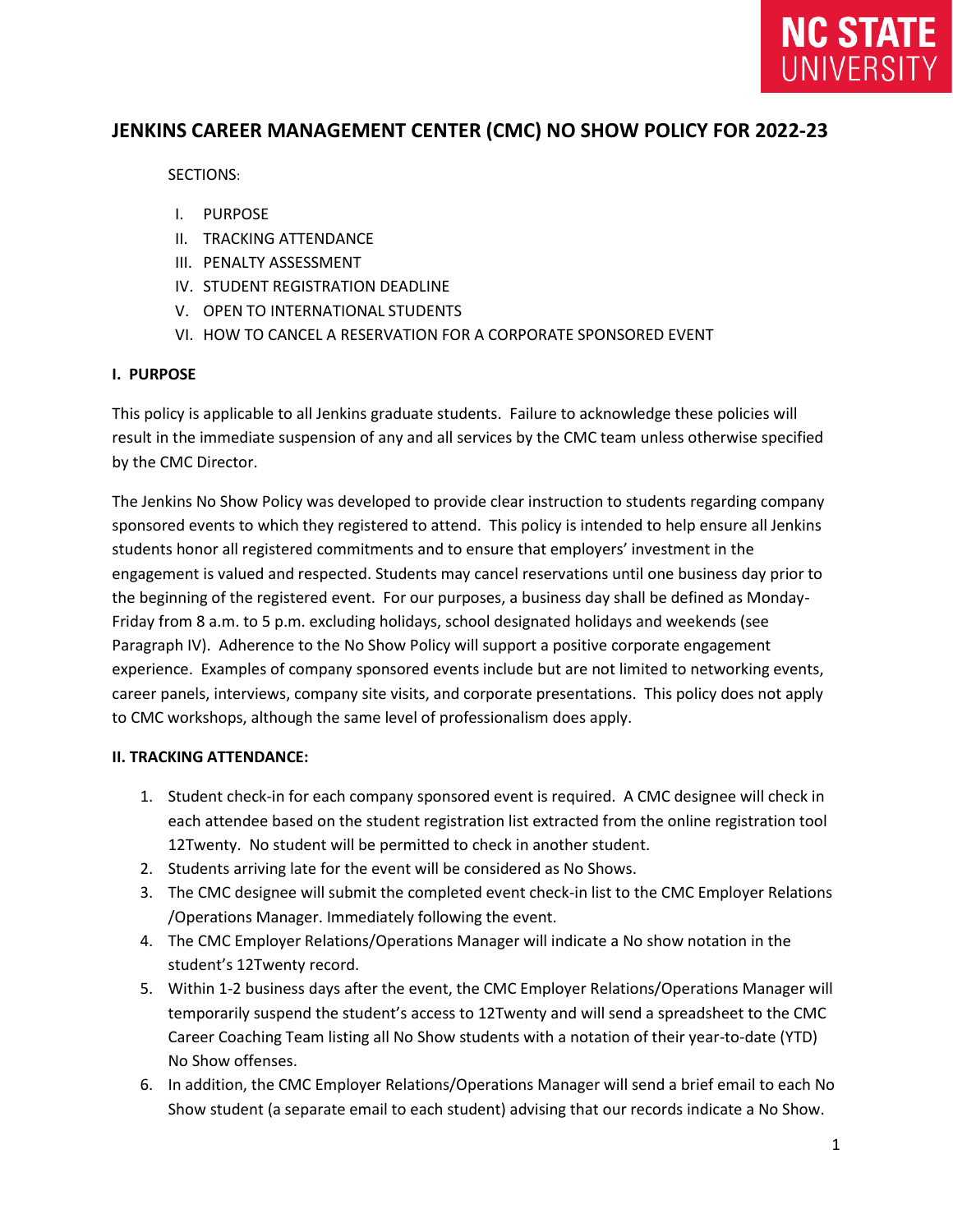# JENKINS CAREER MANAGEMENT CENTER (CMC) NO SHOW POLICY FOR 2022-23

SECTIONS:

I. PURPOSE
II. TRACKING ATTENDANCE
III. PENALTY ASSESSMENT
IV. STUDENT REGISTRATION DEADLINE
V. OPEN TO INTERNATIONAL STUDENTS
VI. HOW TO CANCEL A RESERVATION FOR A CORPORATE SPONSORED EVENT

**I. PURPOSE**

This policy is applicable to all Jenkins graduate students. Failure to acknowledge these policies will result in the immediate suspension of any and all services by the CMC team unless otherwise specified by the CMC Director.

The Jenkins No Show Policy was developed to provide clear instruction to students regarding company sponsored events to which they registered to attend. This policy is intended to help ensure all Jenkins students honor all registered commitments and to ensure that employers' investment in the engagement is valued and respected. Students may cancel reservations until one business day prior to the beginning of the registered event. For our purposes, a business day shall be defined as Monday-Friday from 8 a.m. to 5 p.m. excluding holidays, school designated holidays and weekends (see Paragraph IV). Adherence to the No Show Policy will support a positive corporate engagement experience. Examples of company sponsored events include but are not limited to networking events, career panels, interviews, company site visits, and corporate presentations. This policy does not apply to CMC workshops, although the same level of professionalism does apply.

**II. TRACKING ATTENDANCE:**

1. Student check-in for each company sponsored event is required. A CMC designee will check in each attendee based on the student registration list extracted from the online registration tool 12Twenty. No student will be permitted to check in another student.
2. Students arriving late for the event will be considered as No Shows.
3. The CMC designee will submit the completed event check-in list to the CMC Employer Relations /Operations Manager. Immediately following the event.
4. The CMC Employer Relations/Operations Manager will indicate a No show notation in the student's 12Twenty record.
5. Within 1-2 business days after the event, the CMC Employer Relations/Operations Manager will temporarily suspend the student's access to 12Twenty and will send a spreadsheet to the CMC Career Coaching Team listing all No Show students with a notation of their year-to-date (YTD) No Show offenses.
6. In addition, the CMC Employer Relations/Operations Manager will send a brief email to each No Show student (a separate email to each student) advising that our records indicate a No Show.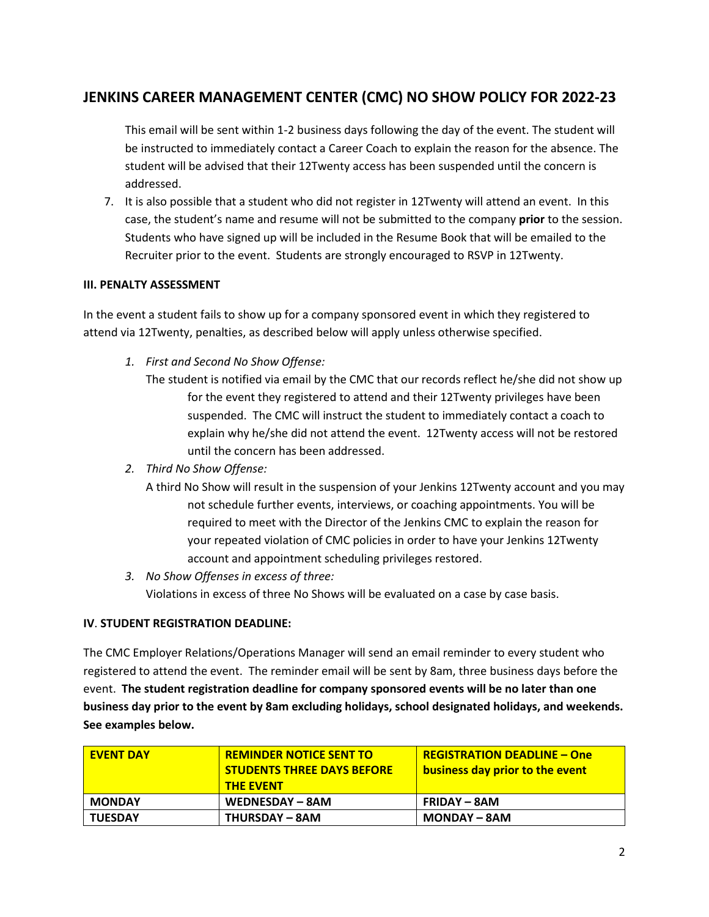# JENKINS CAREER MANAGEMENT CENTER (CMC) NO SHOW POLICY FOR 2022-23

This email will be sent within 1-2 business days following the day of the event. The student will be instructed to immediately contact a Career Coach to explain the reason for the absence. The student will be advised that their 12Twenty access has been suspended until the concern is addressed.

7. It is also possible that a student who did not register in 12Twenty will attend an event. In this case, the student's name and resume will not be submitted to the company **prior** to the session. Students who have signed up will be included in the Resume Book that will be emailed to the Recruiter prior to the event. Students are strongly encouraged to RSVP in 12Twenty.

**III. PENALTY ASSESSMENT**

In the event a student fails to show up for a company sponsored event in which they registered to attend via 12Twenty, penalties, as described below will apply unless otherwise specified.

1. *First and Second No Show Offense:*
   The student is notified via email by the CMC that our records reflect he/she did not show up for the event they registered to attend and their 12Twenty privileges have been suspended. The CMC will instruct the student to immediately contact a coach to explain why he/she did not attend the event. 12Twenty access will not be restored until the concern has been addressed.
2. *Third No Show Offense:*
   A third No Show will result in the suspension of your Jenkins 12Twenty account and you may not schedule further events, interviews, or coaching appointments. You will be required to meet with the Director of the Jenkins CMC to explain the reason for your repeated violation of CMC policies in order to have your Jenkins 12Twenty account and appointment scheduling privileges restored.
3. *No Show Offenses in excess of three:*
   Violations in excess of three No Shows will be evaluated on a case by case basis.

**IV. STUDENT REGISTRATION DEADLINE:**

The CMC Employer Relations/Operations Manager will send an email reminder to every student who registered to attend the event. The reminder email will be sent by 8am, three business days before the event. **The student registration deadline for company sponsored events will be no later than one business day prior to the event by 8am excluding holidays, school designated holidays, and weekends. See examples below.**

| EVENT DAY | REMINDER NOTICE SENT TO STUDENTS THREE DAYS BEFORE THE EVENT | REGISTRATION DEADLINE – One business day prior to the event |
|---|---|---|
| MONDAY | WEDNESDAY – 8AM | FRIDAY – 8AM |
| TUESDAY | THURSDAY – 8AM | MONDAY – 8AM |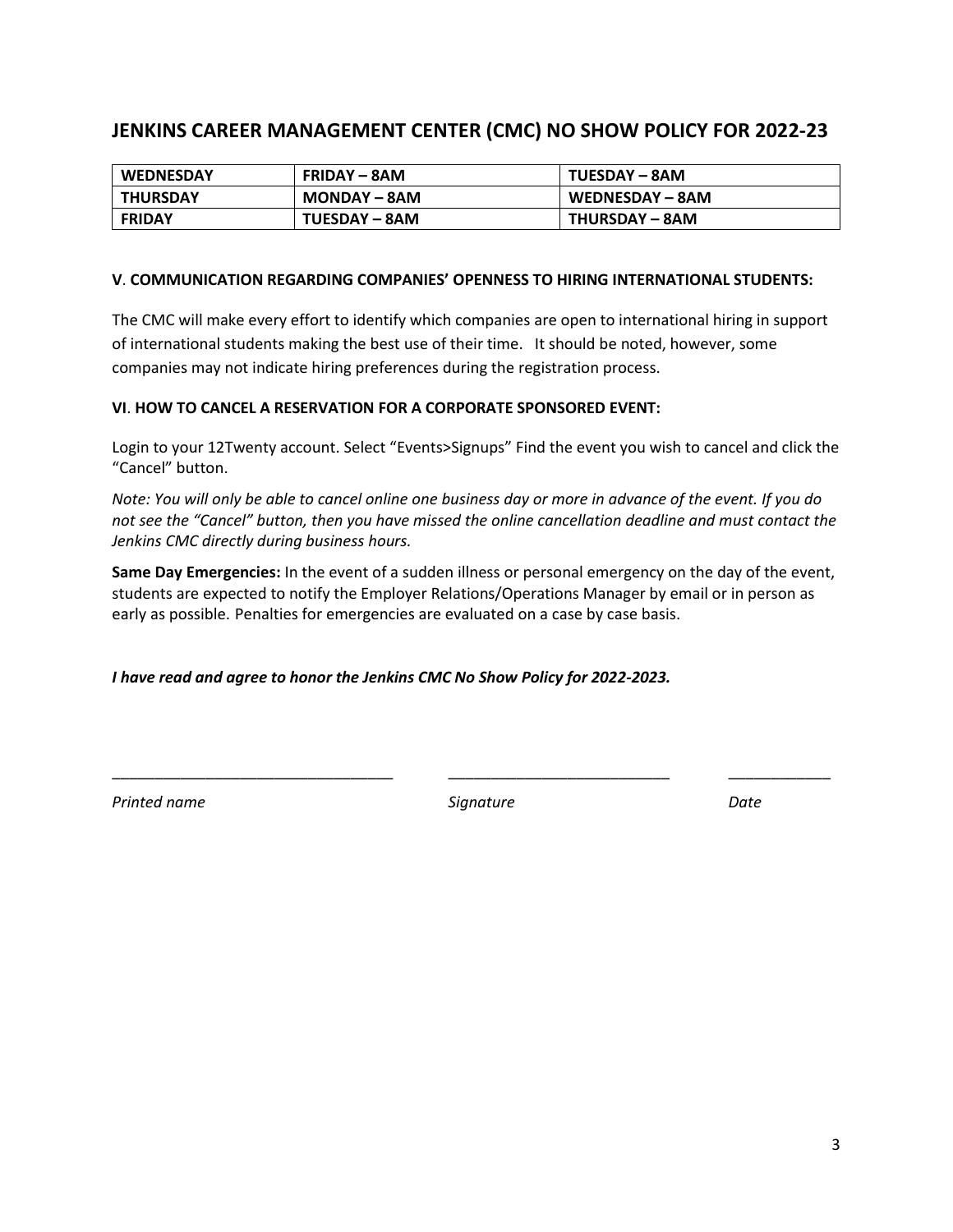## JENKINS CAREER MANAGEMENT CENTER (CMC) NO SHOW POLICY FOR 2022-23

| | | |
|---|---|---|
| **WEDNESDAY** | **FRIDAY – 8AM** | **TUESDAY – 8AM** |
| **THURSDAY** | **MONDAY – 8AM** | **WEDNESDAY – 8AM** |
| **FRIDAY** | **TUESDAY – 8AM** | **THURSDAY – 8AM** |

**V**. **COMMUNICATION REGARDING COMPANIES' OPENNESS TO HIRING INTERNATIONAL STUDENTS:**

The CMC will make every effort to identify which companies are open to international hiring in support of international students making the best use of their time. It should be noted, however, some companies may not indicate hiring preferences during the registration process.

**VI**. **HOW TO CANCEL A RESERVATION FOR A CORPORATE SPONSORED EVENT:**

Login to your 12Twenty account. Select "Events>Signups" Find the event you wish to cancel and click the "Cancel" button.

*Note: You will only be able to cancel online one business day or more in advance of the event. If you do not see the "Cancel" button, then you have missed the online cancellation deadline and must contact the Jenkins CMC directly during business hours.*

**Same Day Emergencies:** In the event of a sudden illness or personal emergency on the day of the event, students are expected to notify the Employer Relations/Operations Manager by email or in person as early as possible. Penalties for emergencies are evaluated on a case by case basis.

***I have read and agree to honor the Jenkins CMC No Show Policy for 2022-2023.***

__________________________________ __________________________ ____________

*Printed name* *Signature* *Date*